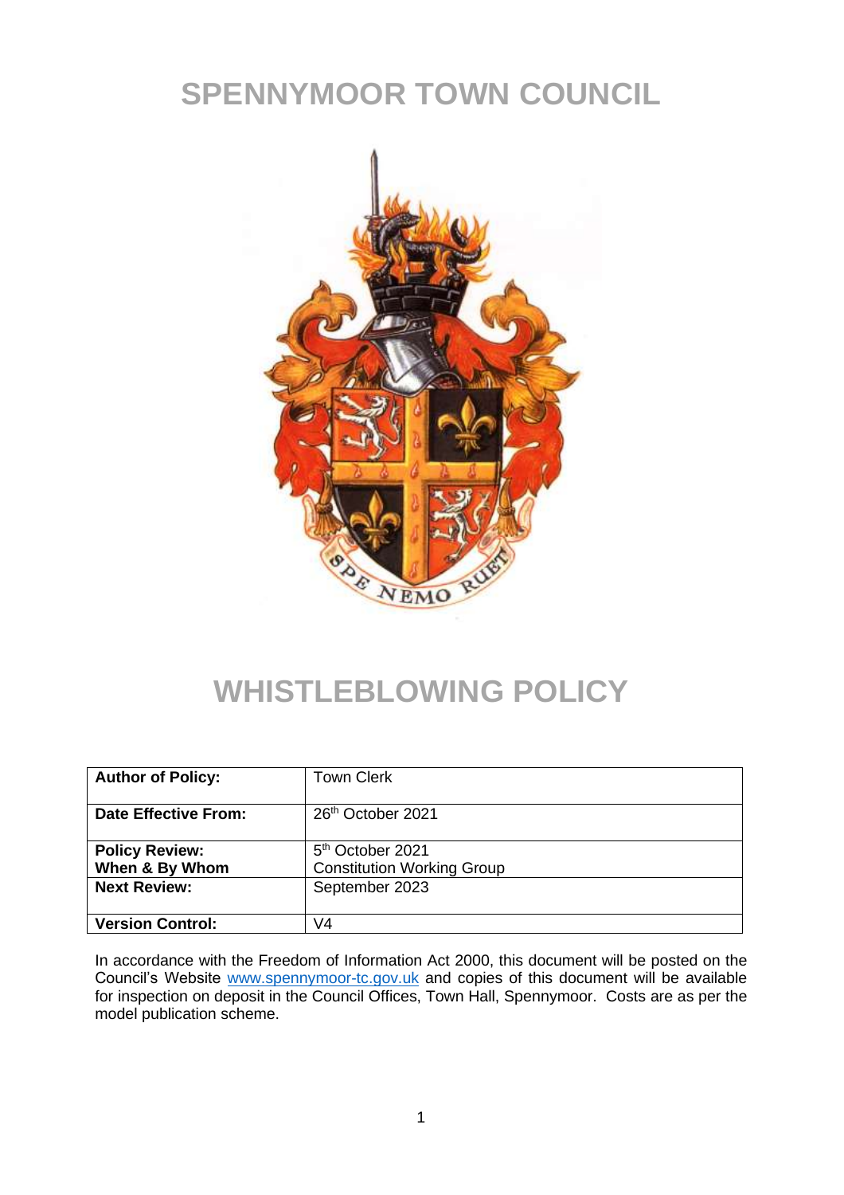# SPENNYMOOR TOWN COUNCIL

# WHISTLEBLOWING POLICY

| **Author of Policy:** | Town Clerk |
|---|---|
| **Date Effective From:** | 26th October 2021 |
| **Policy Review: When & By Whom** | 5th October 2021 Constitution Working Group |
| **Next Review:** | September 2023 |
| **Version Control:** | V4 |

In accordance with the Freedom of Information Act 2000, this document will be posted on the Council's Website www.spennymoor-tc.gov.uk and copies of this document will be available for inspection on deposit in the Council Offices, Town Hall, Spennymoor. Costs are as per the model publication scheme.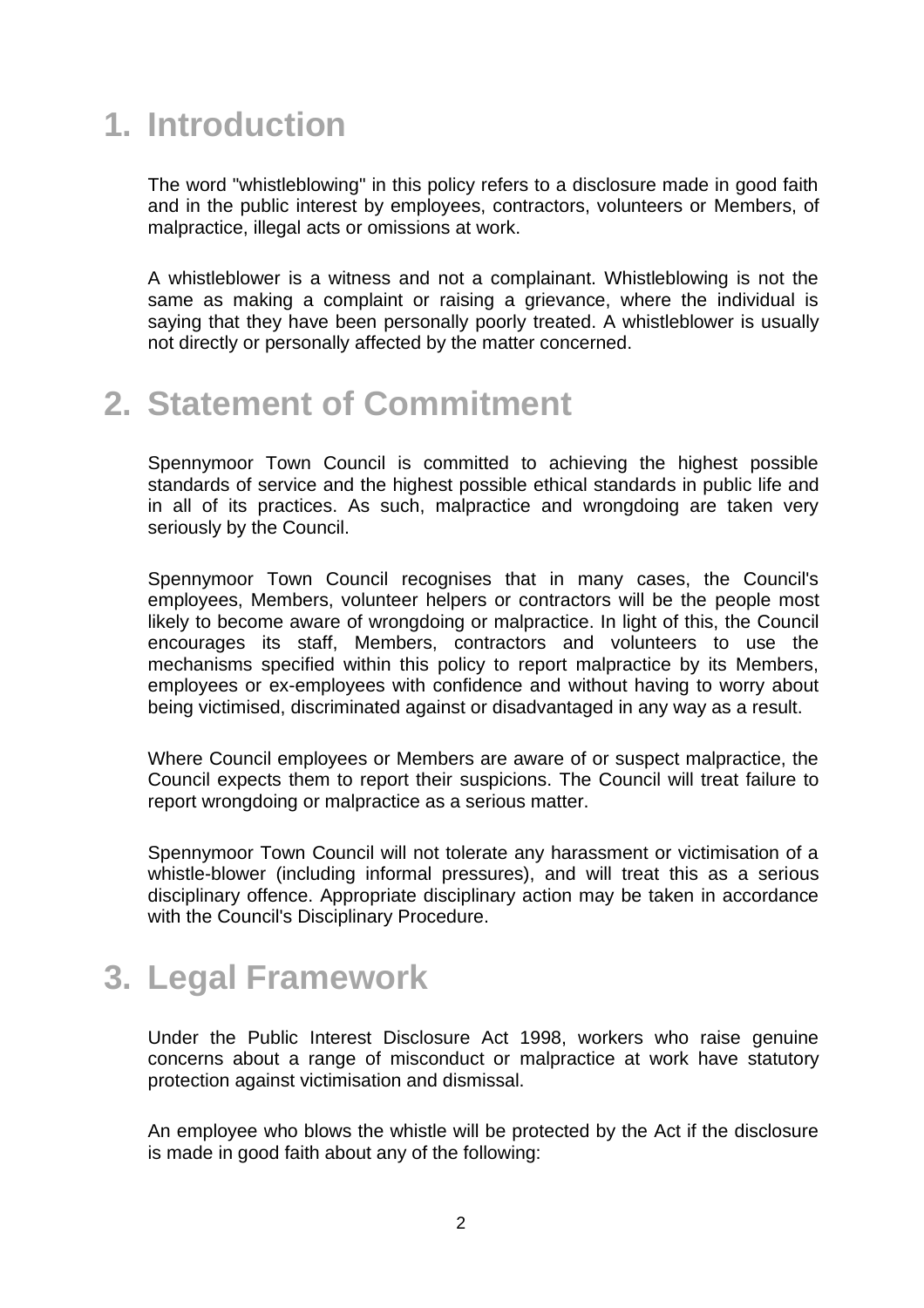# 1. Introduction

The word "whistleblowing" in this policy refers to a disclosure made in good faith and in the public interest by employees, contractors, volunteers or Members, of malpractice, illegal acts or omissions at work.

A whistleblower is a witness and not a complainant. Whistleblowing is not the same as making a complaint or raising a grievance, where the individual is saying that they have been personally poorly treated. A whistleblower is usually not directly or personally affected by the matter concerned.

# 2. Statement of Commitment

Spennymoor Town Council is committed to achieving the highest possible standards of service and the highest possible ethical standards in public life and in all of its practices. As such, malpractice and wrongdoing are taken very seriously by the Council.

Spennymoor Town Council recognises that in many cases, the Council's employees, Members, volunteer helpers or contractors will be the people most likely to become aware of wrongdoing or malpractice. In light of this, the Council encourages its staff, Members, contractors and volunteers to use the mechanisms specified within this policy to report malpractice by its Members, employees or ex-employees with confidence and without having to worry about being victimised, discriminated against or disadvantaged in any way as a result.

Where Council employees or Members are aware of or suspect malpractice, the Council expects them to report their suspicions. The Council will treat failure to report wrongdoing or malpractice as a serious matter.

Spennymoor Town Council will not tolerate any harassment or victimisation of a whistle-blower (including informal pressures), and will treat this as a serious disciplinary offence. Appropriate disciplinary action may be taken in accordance with the Council's Disciplinary Procedure.

# 3. Legal Framework

Under the Public Interest Disclosure Act 1998, workers who raise genuine concerns about a range of misconduct or malpractice at work have statutory protection against victimisation and dismissal.

An employee who blows the whistle will be protected by the Act if the disclosure is made in good faith about any of the following: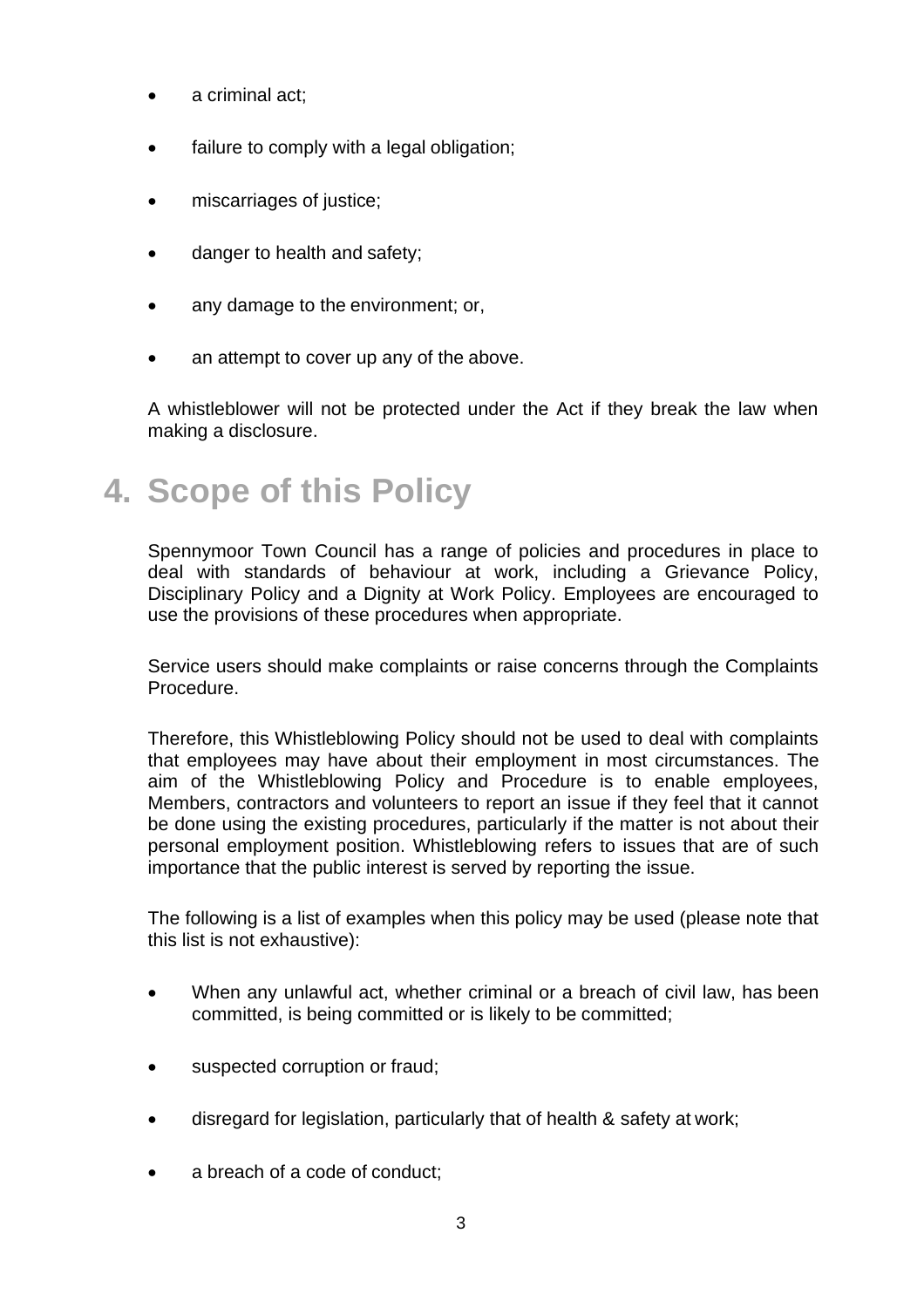- a criminal act;
- failure to comply with a legal obligation;
- miscarriages of justice;
- danger to health and safety;
- any damage to the environment; or,
- an attempt to cover up any of the above.

A whistleblower will not be protected under the Act if they break the law when making a disclosure.

# 4. Scope of this Policy

Spennymoor Town Council has a range of policies and procedures in place to deal with standards of behaviour at work, including a Grievance Policy, Disciplinary Policy and a Dignity at Work Policy. Employees are encouraged to use the provisions of these procedures when appropriate.

Service users should make complaints or raise concerns through the Complaints Procedure.

Therefore, this Whistleblowing Policy should not be used to deal with complaints that employees may have about their employment in most circumstances. The aim of the Whistleblowing Policy and Procedure is to enable employees, Members, contractors and volunteers to report an issue if they feel that it cannot be done using the existing procedures, particularly if the matter is not about their personal employment position. Whistleblowing refers to issues that are of such importance that the public interest is served by reporting the issue.

The following is a list of examples when this policy may be used (please note that this list is not exhaustive):

- When any unlawful act, whether criminal or a breach of civil law, has been committed, is being committed or is likely to be committed;
- suspected corruption or fraud;
- disregard for legislation, particularly that of health & safety at work;
- a breach of a code of conduct;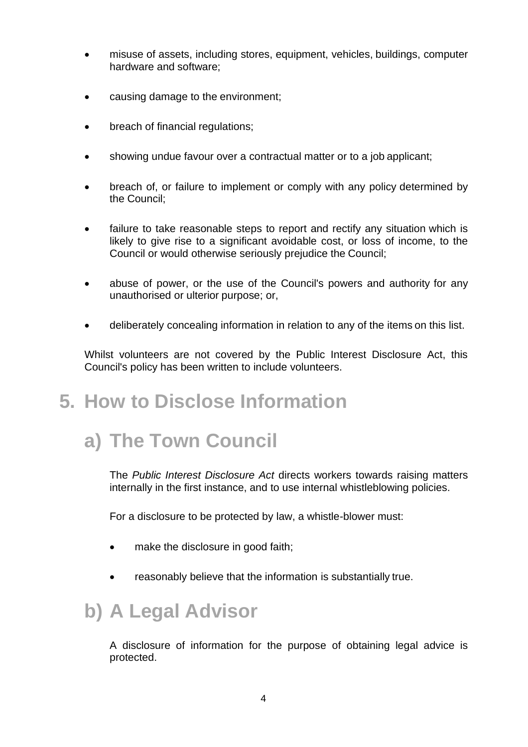- misuse of assets, including stores, equipment, vehicles, buildings, computer hardware and software;

- causing damage to the environment;

- breach of financial regulations;

- showing undue favour over a contractual matter or to a job applicant;

- breach of, or failure to implement or comply with any policy determined by the Council;

- failure to take reasonable steps to report and rectify any situation which is likely to give rise to a significant avoidable cost, or loss of income, to the Council or would otherwise seriously prejudice the Council;

- abuse of power, or the use of the Council's powers and authority for any unauthorised or ulterior purpose; or,

- deliberately concealing information in relation to any of the items on this list.

Whilst volunteers are not covered by the Public Interest Disclosure Act, this Council's policy has been written to include volunteers.

# 5. How to Disclose Information

## a) The Town Council

The *Public Interest Disclosure Act* directs workers towards raising matters internally in the first instance, and to use internal whistleblowing policies.

For a disclosure to be protected by law, a whistle-blower must:

- make the disclosure in good faith;

- reasonably believe that the information is substantially true.

## b) A Legal Advisor

A disclosure of information for the purpose of obtaining legal advice is protected.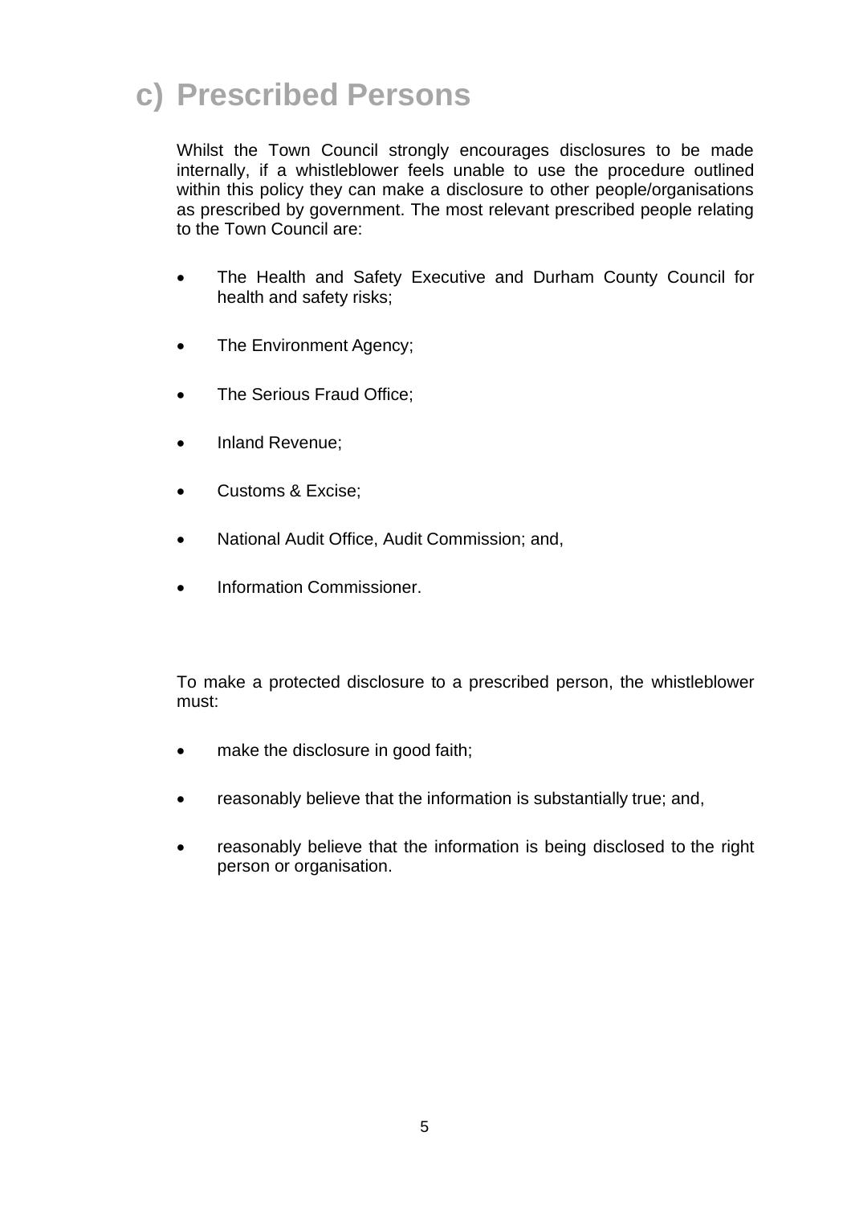## c) Prescribed Persons

Whilst the Town Council strongly encourages disclosures to be made internally, if a whistleblower feels unable to use the procedure outlined within this policy they can make a disclosure to other people/organisations as prescribed by government. The most relevant prescribed people relating to the Town Council are:

- The Health and Safety Executive and Durham County Council for health and safety risks;
- The Environment Agency;
- The Serious Fraud Office;
- Inland Revenue;
- Customs & Excise;
- National Audit Office, Audit Commission; and,
- Information Commissioner.

To make a protected disclosure to a prescribed person, the whistleblower must:

- make the disclosure in good faith;
- reasonably believe that the information is substantially true; and,
- reasonably believe that the information is being disclosed to the right person or organisation.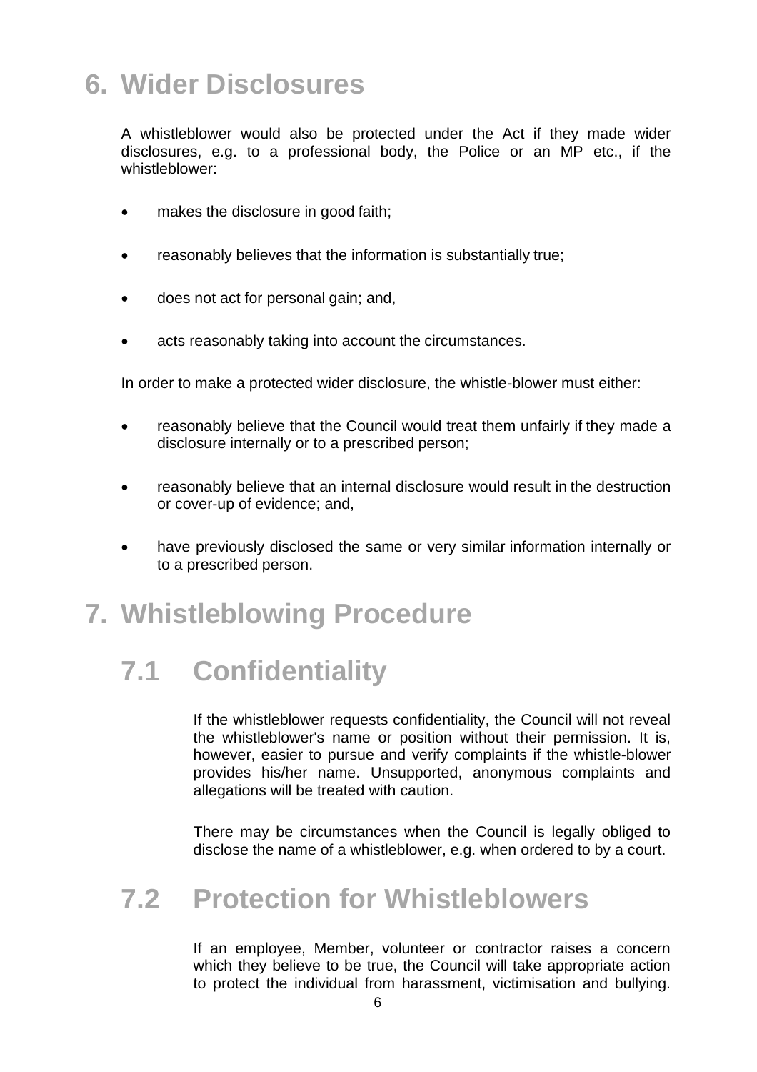# 6. Wider Disclosures

A whistleblower would also be protected under the Act if they made wider disclosures, e.g. to a professional body, the Police or an MP etc., if the whistleblower:

- makes the disclosure in good faith;
- reasonably believes that the information is substantially true;
- does not act for personal gain; and,
- acts reasonably taking into account the circumstances.

In order to make a protected wider disclosure, the whistle-blower must either:

- reasonably believe that the Council would treat them unfairly if they made a disclosure internally or to a prescribed person;
- reasonably believe that an internal disclosure would result in the destruction or cover-up of evidence; and,
- have previously disclosed the same or very similar information internally or to a prescribed person.

# 7. Whistleblowing Procedure

## 7.1 Confidentiality

If the whistleblower requests confidentiality, the Council will not reveal the whistleblower's name or position without their permission. It is, however, easier to pursue and verify complaints if the whistle-blower provides his/her name. Unsupported, anonymous complaints and allegations will be treated with caution.

There may be circumstances when the Council is legally obliged to disclose the name of a whistleblower, e.g. when ordered to by a court.

## 7.2 Protection for Whistleblowers

If an employee, Member, volunteer or contractor raises a concern which they believe to be true, the Council will take appropriate action to protect the individual from harassment, victimisation and bullying.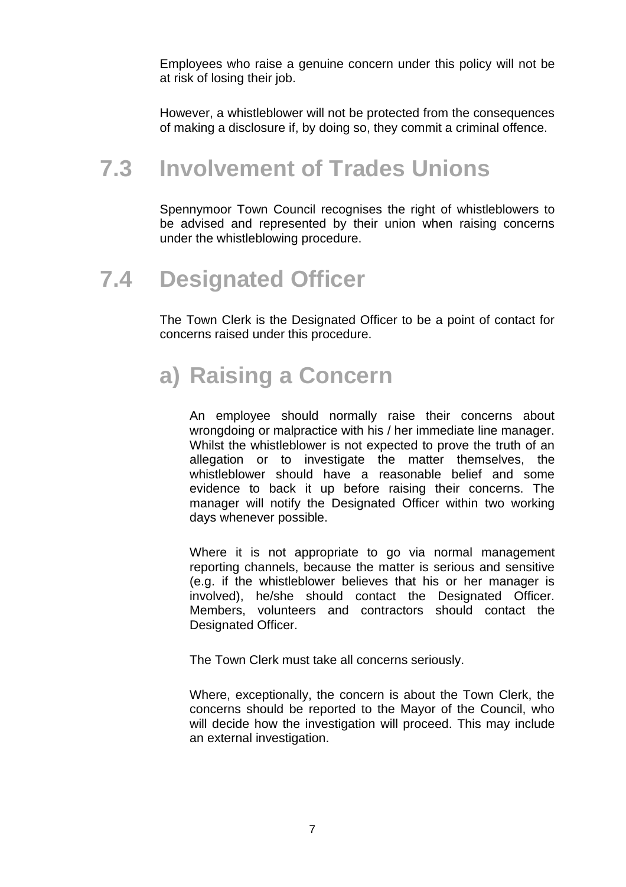Employees who raise a genuine concern under this policy will not be at risk of losing their job.

However, a whistleblower will not be protected from the consequences of making a disclosure if, by doing so, they commit a criminal offence.

## 7.3 Involvement of Trades Unions

Spennymoor Town Council recognises the right of whistleblowers to be advised and represented by their union when raising concerns under the whistleblowing procedure.

## 7.4 Designated Officer

The Town Clerk is the Designated Officer to be a point of contact for concerns raised under this procedure.

### a) Raising a Concern

An employee should normally raise their concerns about wrongdoing or malpractice with his / her immediate line manager. Whilst the whistleblower is not expected to prove the truth of an allegation or to investigate the matter themselves, the whistleblower should have a reasonable belief and some evidence to back it up before raising their concerns. The manager will notify the Designated Officer within two working days whenever possible.

Where it is not appropriate to go via normal management reporting channels, because the matter is serious and sensitive (e.g. if the whistleblower believes that his or her manager is involved), he/she should contact the Designated Officer. Members, volunteers and contractors should contact the Designated Officer.

The Town Clerk must take all concerns seriously.

Where, exceptionally, the concern is about the Town Clerk, the concerns should be reported to the Mayor of the Council, who will decide how the investigation will proceed. This may include an external investigation.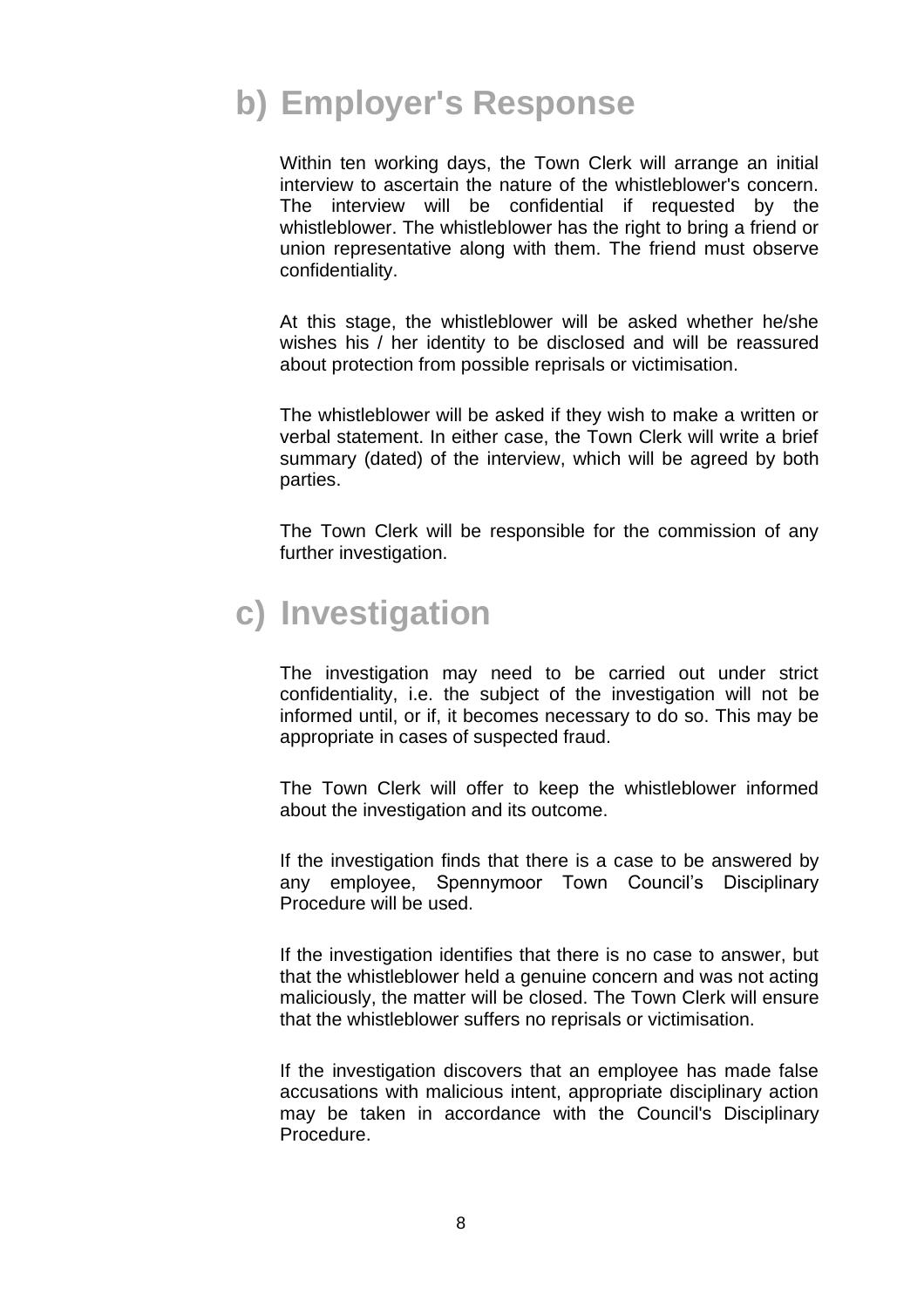## b) Employer's Response

Within ten working days, the Town Clerk will arrange an initial interview to ascertain the nature of the whistleblower's concern. The interview will be confidential if requested by the whistleblower. The whistleblower has the right to bring a friend or union representative along with them. The friend must observe confidentiality.

At this stage, the whistleblower will be asked whether he/she wishes his / her identity to be disclosed and will be reassured about protection from possible reprisals or victimisation.

The whistleblower will be asked if they wish to make a written or verbal statement. In either case, the Town Clerk will write a brief summary (dated) of the interview, which will be agreed by both parties.

The Town Clerk will be responsible for the commission of any further investigation.

## c) Investigation

The investigation may need to be carried out under strict confidentiality, i.e. the subject of the investigation will not be informed until, or if, it becomes necessary to do so. This may be appropriate in cases of suspected fraud.

The Town Clerk will offer to keep the whistleblower informed about the investigation and its outcome.

If the investigation finds that there is a case to be answered by any employee, Spennymoor Town Council's Disciplinary Procedure will be used.

If the investigation identifies that there is no case to answer, but that the whistleblower held a genuine concern and was not acting maliciously, the matter will be closed. The Town Clerk will ensure that the whistleblower suffers no reprisals or victimisation.

If the investigation discovers that an employee has made false accusations with malicious intent, appropriate disciplinary action may be taken in accordance with the Council's Disciplinary Procedure.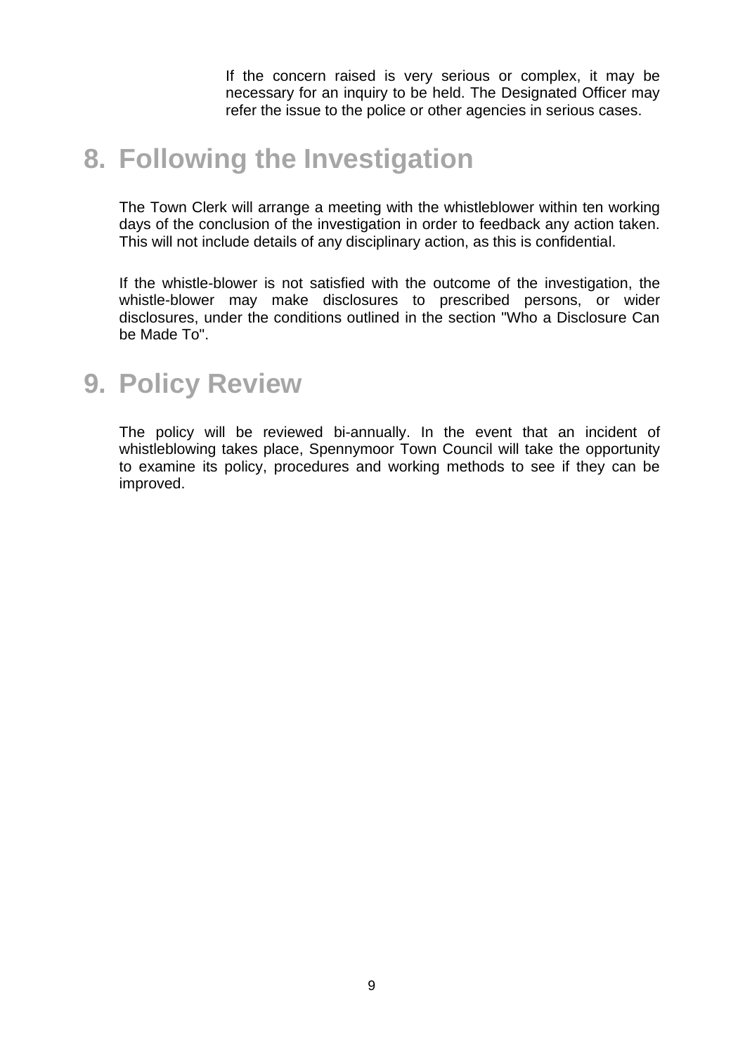If the concern raised is very serious or complex, it may be necessary for an inquiry to be held. The Designated Officer may refer the issue to the police or other agencies in serious cases.

## 8. Following the Investigation

The Town Clerk will arrange a meeting with the whistleblower within ten working days of the conclusion of the investigation in order to feedback any action taken. This will not include details of any disciplinary action, as this is confidential.

If the whistle-blower is not satisfied with the outcome of the investigation, the whistle-blower may make disclosures to prescribed persons, or wider disclosures, under the conditions outlined in the section "Who a Disclosure Can be Made To".

## 9. Policy Review

The policy will be reviewed bi-annually. In the event that an incident of whistleblowing takes place, Spennymoor Town Council will take the opportunity to examine its policy, procedures and working methods to see if they can be improved.